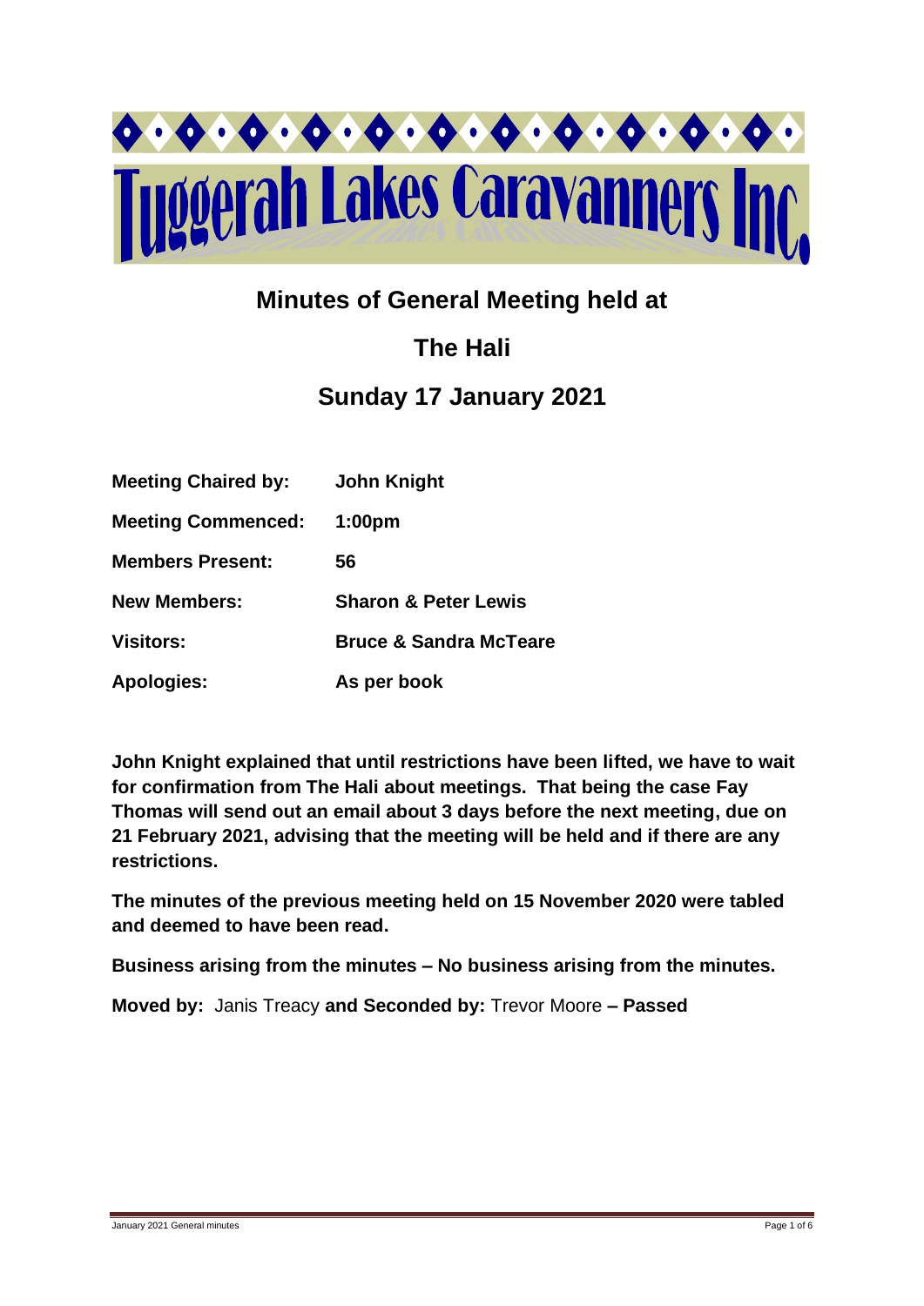# Tuggerah Lakes Caravanners Inc

## Minutes of General Meeting held at

## The Hali

## Sunday 17 January 2021

| | |
|---|---|
| **Meeting Chaired by:** | **John Knight** |
| **Meeting Commenced:** | **1:00pm** |
| **Members Present:** | **56** |
| **New Members:** | **Sharon & Peter Lewis** |
| **Visitors:** | **Bruce & Sandra McTeare** |
| **Apologies:** | **As per book** |

**John Knight explained that until restrictions have been lifted, we have to wait for confirmation from The Hali about meetings. That being the case Fay Thomas will send out an email about 3 days before the next meeting, due on 21 February 2021, advising that the meeting will be held and if there are any restrictions.**

**The minutes of the previous meeting held on 15 November 2020 were tabled and deemed to have been read.**

**Business arising from the minutes – No business arising from the minutes.**

**Moved by:** Janis Treacy **and Seconded by:** Trevor Moore **– Passed**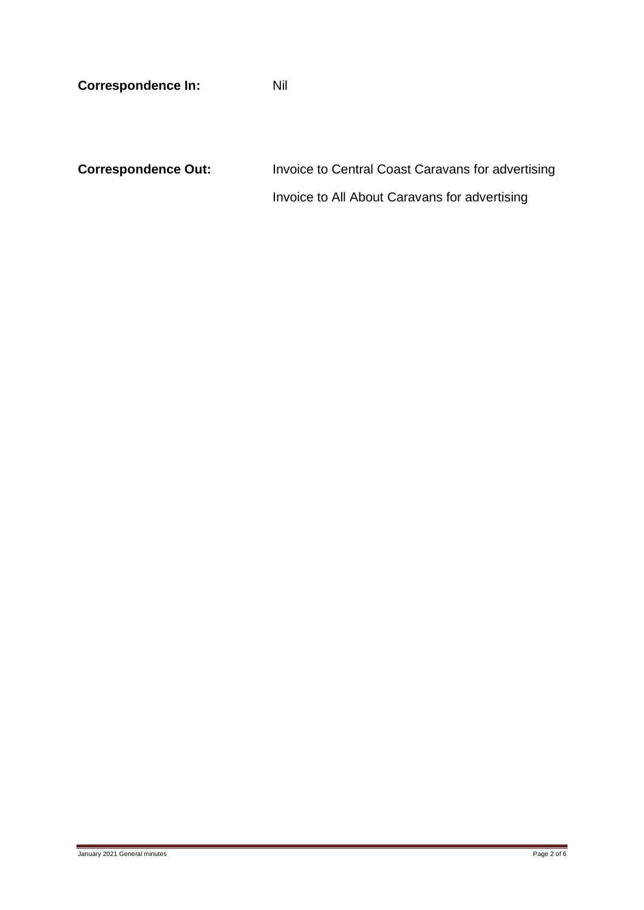**Correspondence In:** Nil

**Correspondence Out:** Invoice to Central Coast Caravans for advertising

Invoice to All About Caravans for advertising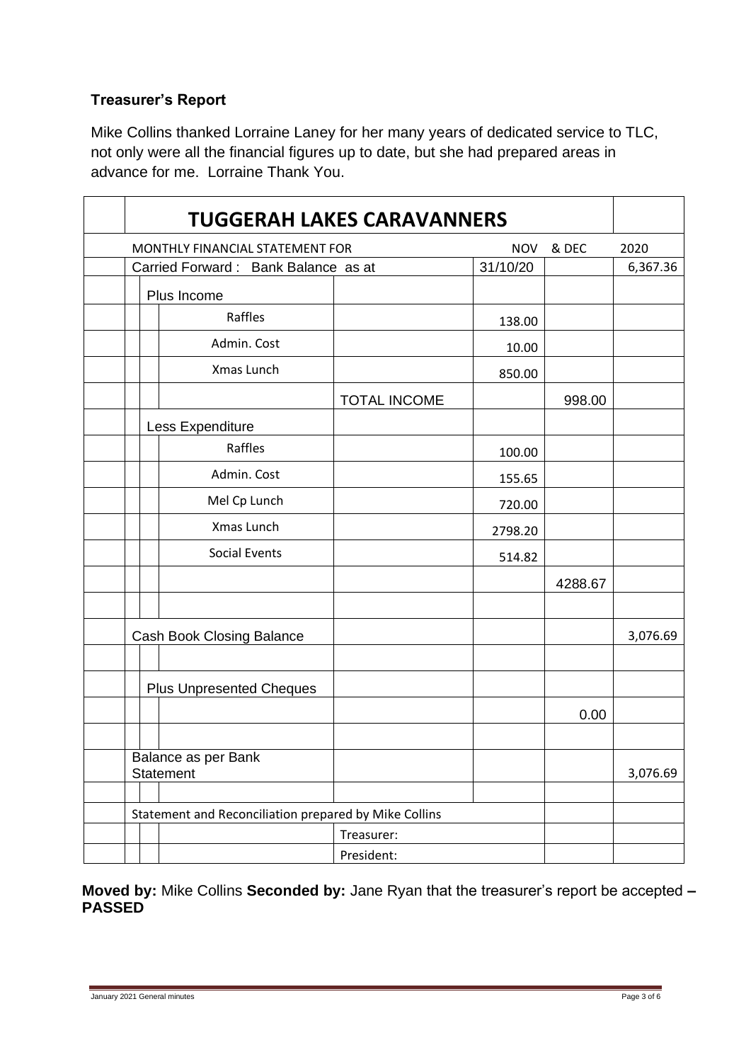### Treasurer's Report

Mike Collins thanked Lorraine Laney for her many years of dedicated service to TLC, not only were all the financial figures up to date, but she had prepared areas in advance for me. Lorraine Thank You.

| TUGGERAH LAKES CARAVANNERS | | | | |
|---|---|---|---|---|
| MONTHLY FINANCIAL STATEMENT FOR | | NOV | & DEC | 2020 |
| Carried Forward : Bank Balance as at | | 31/10/20 | | 6,367.36 |
| Plus Income | | | | |
| Raffles | | 138.00 | | |
| Admin. Cost | | 10.00 | | |
| Xmas Lunch | | 850.00 | | |
| | TOTAL INCOME | | 998.00 | |
| Less Expenditure | | | | |
| Raffles | | 100.00 | | |
| Admin. Cost | | 155.65 | | |
| Mel Cp Lunch | | 720.00 | | |
| Xmas Lunch | | 2798.20 | | |
| Social Events | | 514.82 | | |
| | | | 4288.67 | |
| | | | | |
| Cash Book Closing Balance | | | | 3,076.69 |
| | | | | |
| Plus Unpresented Cheques | | | | |
| | | | 0.00 | |
| | | | | |
| Balance as per Bank Statement | | | | 3,076.69 |
| | | | | |
| Statement and Reconciliation prepared by Mike Collins | | | | |
| | Treasurer: | | | |
| | President: | | | |

**Moved by:** Mike Collins **Seconded by:** Jane Ryan that the treasurer's report be accepted **– PASSED**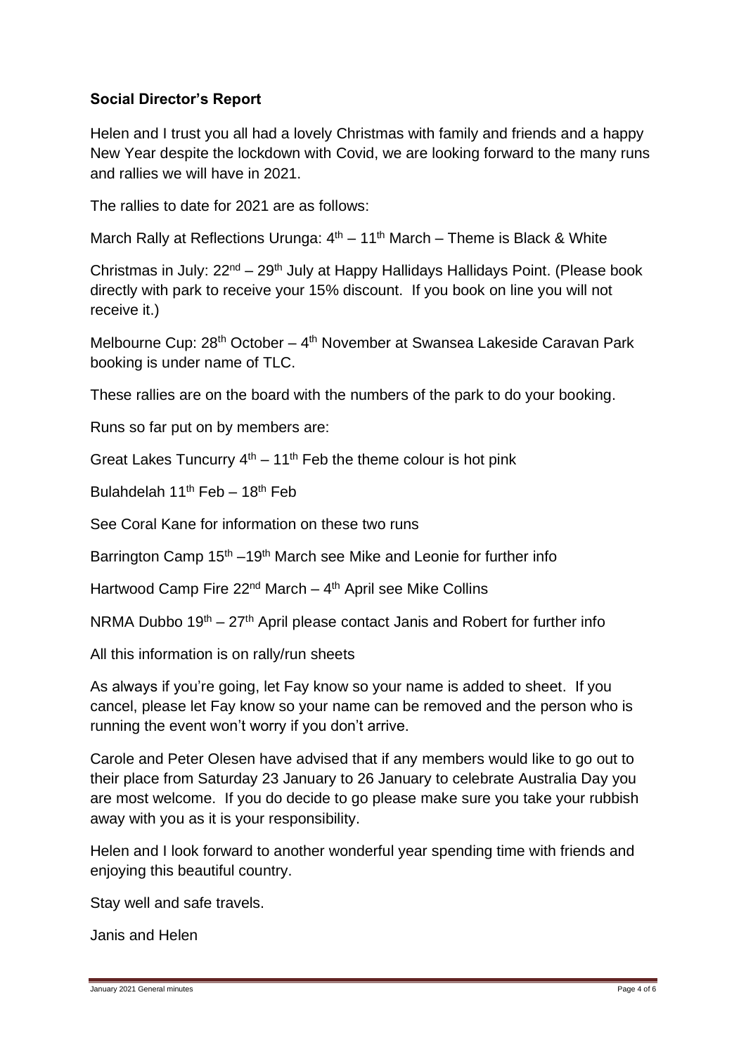### Social Director's Report

Helen and I trust you all had a lovely Christmas with family and friends and a happy New Year despite the lockdown with Covid, we are looking forward to the many runs and rallies we will have in 2021.

The rallies to date for 2021 are as follows:

March Rally at Reflections Urunga: 4th – 11th March – Theme is Black & White

Christmas in July: 22nd – 29th July at Happy Hallidays Hallidays Point. (Please book directly with park to receive your 15% discount. If you book on line you will not receive it.)

Melbourne Cup: 28th October – 4th November at Swansea Lakeside Caravan Park booking is under name of TLC.

These rallies are on the board with the numbers of the park to do your booking.

Runs so far put on by members are:

Great Lakes Tuncurry 4th – 11th Feb the theme colour is hot pink

Bulahdelah 11th Feb – 18th Feb

See Coral Kane for information on these two runs

Barrington Camp 15th –19th March see Mike and Leonie for further info

Hartwood Camp Fire 22nd March – 4th April see Mike Collins

NRMA Dubbo 19th – 27th April please contact Janis and Robert for further info

All this information is on rally/run sheets

As always if you're going, let Fay know so your name is added to sheet. If you cancel, please let Fay know so your name can be removed and the person who is running the event won't worry if you don't arrive.

Carole and Peter Olesen have advised that if any members would like to go out to their place from Saturday 23 January to 26 January to celebrate Australia Day you are most welcome. If you do decide to go please make sure you take your rubbish away with you as it is your responsibility.

Helen and I look forward to another wonderful year spending time with friends and enjoying this beautiful country.

Stay well and safe travels.

Janis and Helen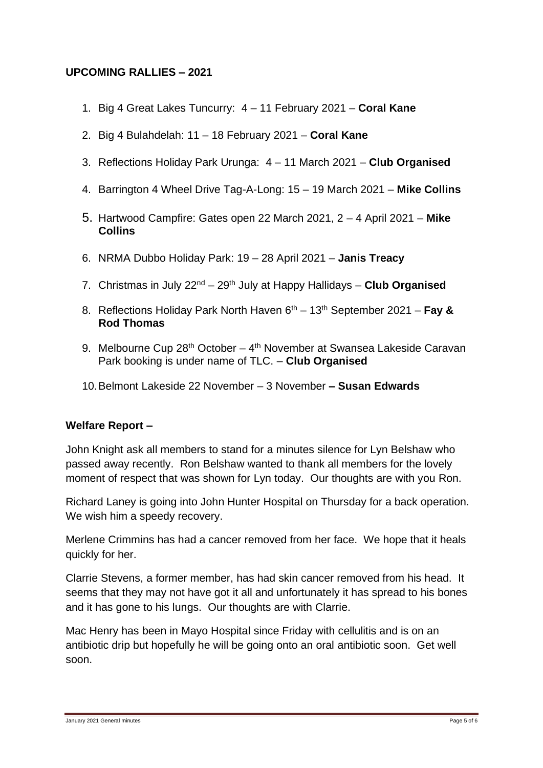**UPCOMING RALLIES – 2021**

1. Big 4 Great Lakes Tuncurry: 4 – 11 February 2021 – **Coral Kane**
2. Big 4 Bulahdelah: 11 – 18 February 2021 – **Coral Kane**
3. Reflections Holiday Park Urunga: 4 – 11 March 2021 – **Club Organised**
4. Barrington 4 Wheel Drive Tag-A-Long: 15 – 19 March 2021 – **Mike Collins**
5. Hartwood Campfire: Gates open 22 March 2021, 2 – 4 April 2021 – **Mike Collins**
6. NRMA Dubbo Holiday Park: 19 – 28 April 2021 – **Janis Treacy**
7. Christmas in July 22nd – 29th July at Happy Hallidays – **Club Organised**
8. Reflections Holiday Park North Haven 6th – 13th September 2021 – **Fay & Rod Thomas**
9. Melbourne Cup 28th October – 4th November at Swansea Lakeside Caravan Park booking is under name of TLC. – **Club Organised**
10. Belmont Lakeside 22 November – 3 November **– Susan Edwards**

**Welfare Report –**

John Knight ask all members to stand for a minutes silence for Lyn Belshaw who passed away recently. Ron Belshaw wanted to thank all members for the lovely moment of respect that was shown for Lyn today. Our thoughts are with you Ron.

Richard Laney is going into John Hunter Hospital on Thursday for a back operation. We wish him a speedy recovery.

Merlene Crimmins has had a cancer removed from her face. We hope that it heals quickly for her.

Clarrie Stevens, a former member, has had skin cancer removed from his head. It seems that they may not have got it all and unfortunately it has spread to his bones and it has gone to his lungs. Our thoughts are with Clarrie.

Mac Henry has been in Mayo Hospital since Friday with cellulitis and is on an antibiotic drip but hopefully he will be going onto an oral antibiotic soon. Get well soon.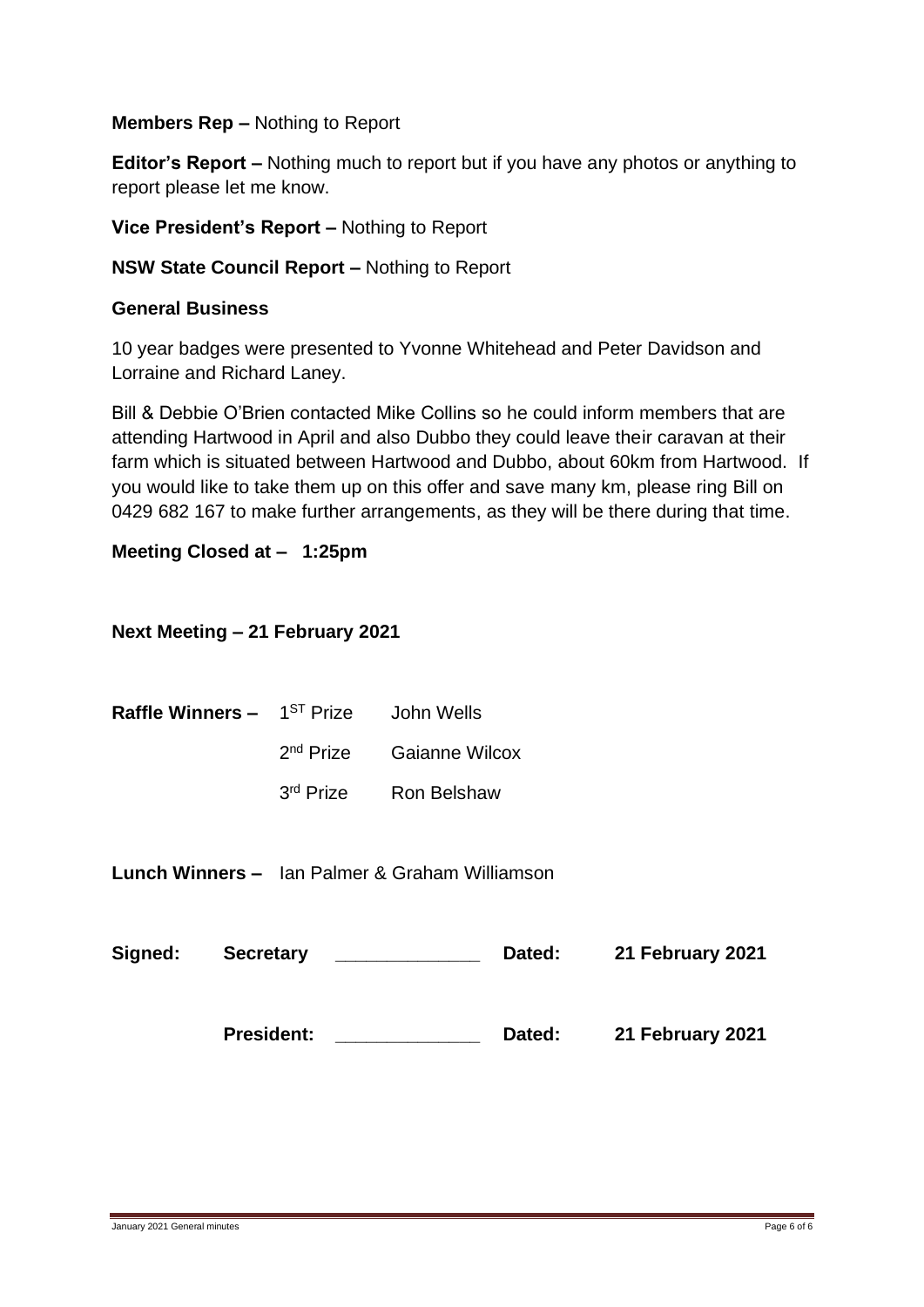**Members Rep –** Nothing to Report

**Editor's Report –** Nothing much to report but if you have any photos or anything to report please let me know.

**Vice President's Report –** Nothing to Report

**NSW State Council Report –** Nothing to Report

**General Business**

10 year badges were presented to Yvonne Whitehead and Peter Davidson and Lorraine and Richard Laney.

Bill & Debbie O'Brien contacted Mike Collins so he could inform members that are attending Hartwood in April and also Dubbo they could leave their caravan at their farm which is situated between Hartwood and Dubbo, about 60km from Hartwood. If you would like to take them up on this offer and save many km, please ring Bill on 0429 682 167 to make further arrangements, as they will be there during that time.

**Meeting Closed at – 1:25pm**

**Next Meeting – 21 February 2021**

| | | |
|---|---|---|
| **Raffle Winners –** | 1ST Prize | John Wells |
| | 2nd Prize | Gaianne Wilcox |
| | 3rd Prize | Ron Belshaw |

**Lunch Winners –** Ian Palmer & Graham Williamson

| | | | | |
|---|---|---|---|---|
| **Signed:** | **Secretary** | **\_\_\_\_\_\_\_\_\_\_\_\_\_\_** | **Dated:** | **21 February 2021** |
| | **President:** | **\_\_\_\_\_\_\_\_\_\_\_\_\_\_** | **Dated:** | **21 February 2021** |